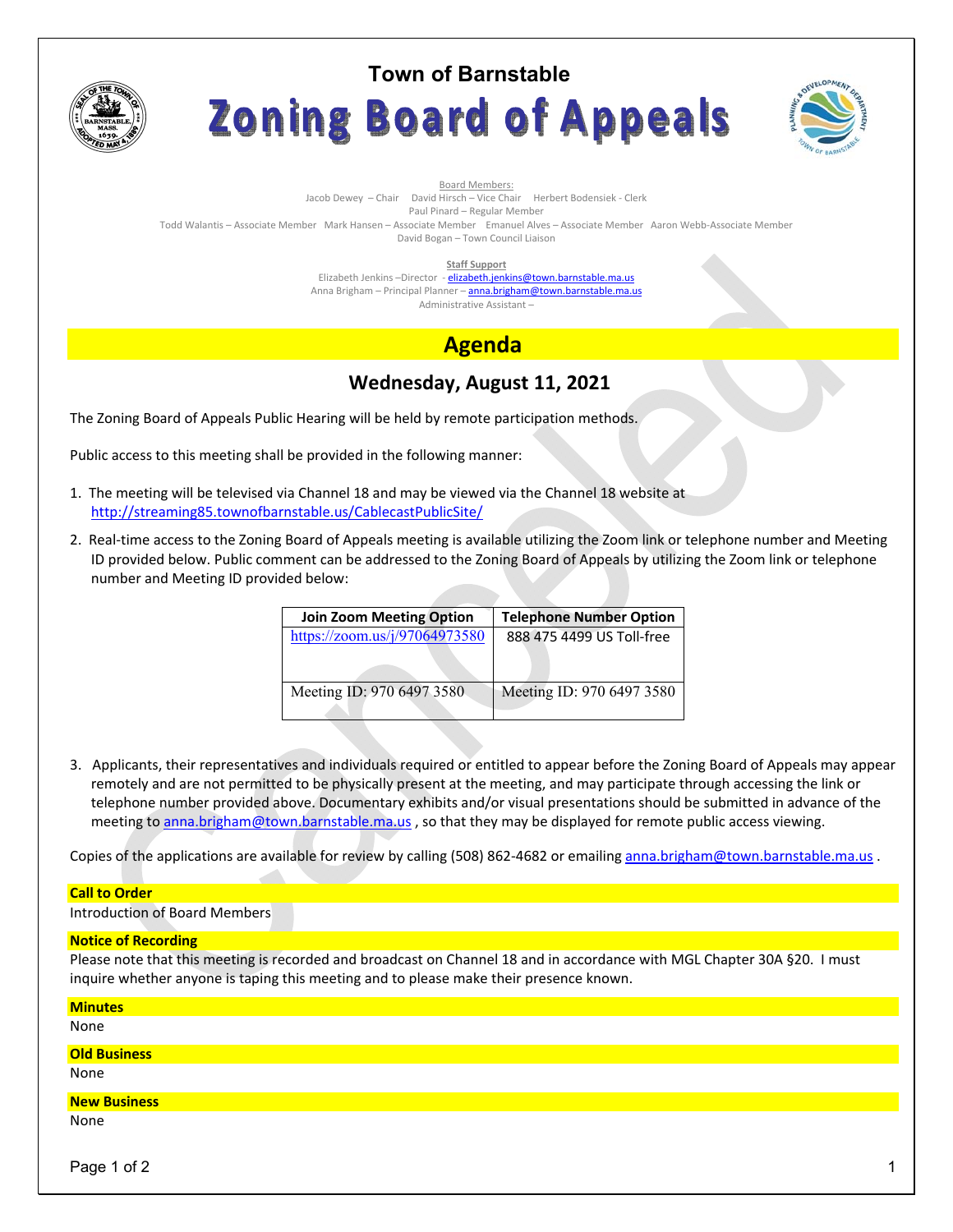# Town of Barnstable

# Zoning Board of Appeals

Board Members:
Jacob Dewey – Chair   David Hirsch – Vice Chair   Herbert Bodensiek - Clerk
Paul Pinard – Regular Member
Todd Walantis – Associate Member   Mark Hansen – Associate Member   Emanuel Alves – Associate Member   Aaron Webb-Associate Member
David Bogan – Town Council Liaison

**Staff Support**
Elizabeth Jenkins –Director - elizabeth.jenkins@town.barnstable.ma.us
Anna Brigham – Principal Planner – anna.brigham@town.barnstable.ma.us
Administrative Assistant –

## Agenda

### Wednesday, August 11, 2021

The Zoning Board of Appeals Public Hearing will be held by remote participation methods.

Public access to this meeting shall be provided in the following manner:

1. The meeting will be televised via Channel 18 and may be viewed via the Channel 18 website at http://streaming85.townofbarnstable.us/CablecastPublicSite/
2. Real-time access to the Zoning Board of Appeals meeting is available utilizing the Zoom link or telephone number and Meeting ID provided below. Public comment can be addressed to the Zoning Board of Appeals by utilizing the Zoom link or telephone number and Meeting ID provided below:

| Join Zoom Meeting Option | Telephone Number Option |
|---|---|
| https://zoom.us/j/97064973580 | 888 475 4499 US Toll-free |
| Meeting ID: 970 6497 3580 | Meeting ID: 970 6497 3580 |

3. Applicants, their representatives and individuals required or entitled to appear before the Zoning Board of Appeals may appear remotely and are not permitted to be physically present at the meeting, and may participate through accessing the link or telephone number provided above. Documentary exhibits and/or visual presentations should be submitted in advance of the meeting to anna.brigham@town.barnstable.ma.us , so that they may be displayed for remote public access viewing.

Copies of the applications are available for review by calling (508) 862-4682 or emailing anna.brigham@town.barnstable.ma.us .

**Call to Order**
Introduction of Board Members

**Notice of Recording**
Please note that this meeting is recorded and broadcast on Channel 18 and in accordance with MGL Chapter 30A §20. I must inquire whether anyone is taping this meeting and to please make their presence known.

**Minutes**
None

**Old Business**
None

**New Business**
None

Canceled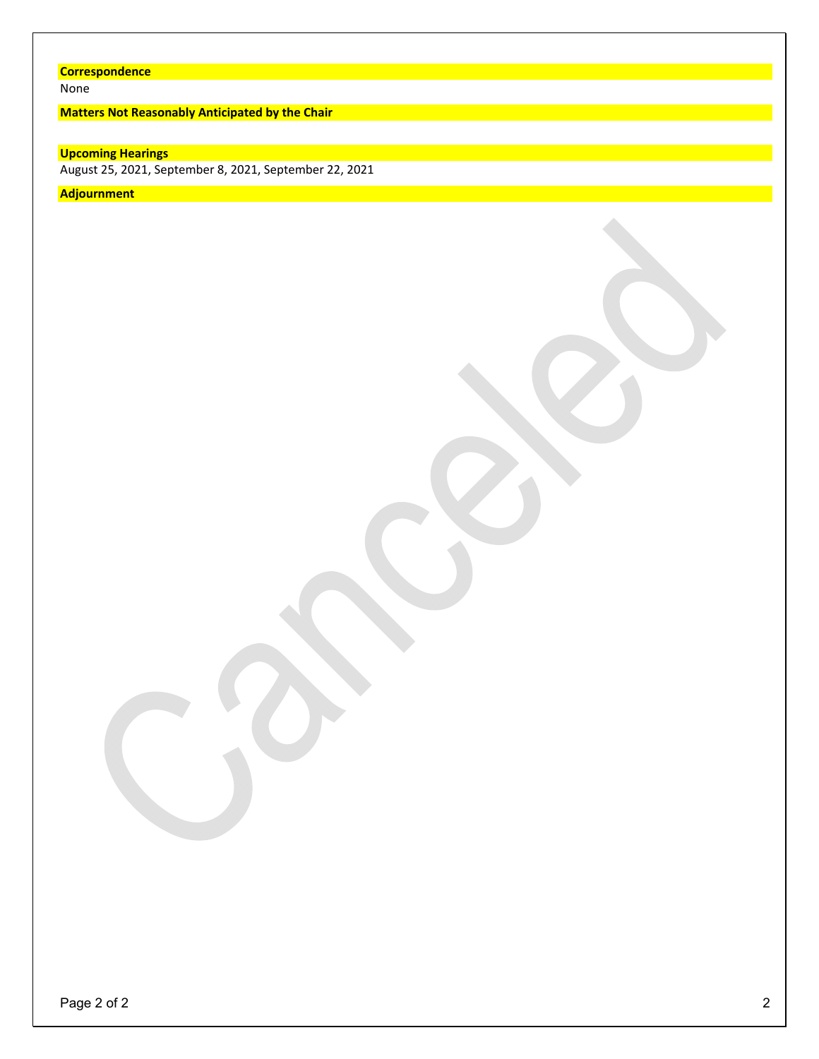**Correspondence**

None

**Matters Not Reasonably Anticipated by the Chair**

**Upcoming Hearings**

August 25, 2021, September 8, 2021, September 22, 2021

**Adjournment**

Canceled